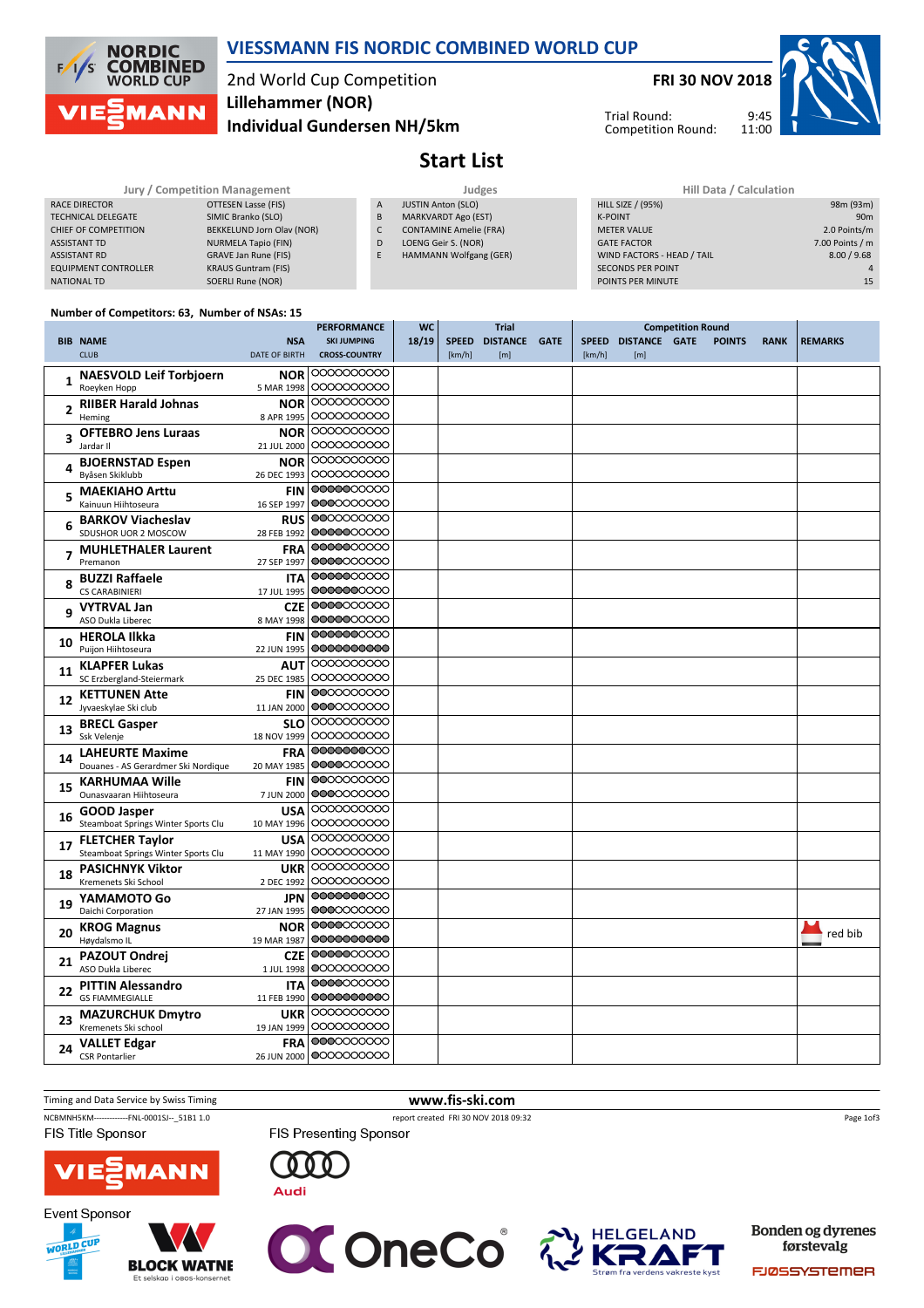# VIESSMANN FIS NORDIC COMBINED WORLD CUP

2nd World Cup Competition
**Lillehammer (NOR)**
**Individual Gundersen NH/5km**

**FRI 30 NOV 2018**

Trial Round: 9:45
Competition Round: 11:00

## Start List

| Jury / Competition Management | |
|---|---|
| RACE DIRECTOR | OTTESEN Lasse (FIS) |
| TECHNICAL DELEGATE | SIMIC Branko (SLO) |
| CHIEF OF COMPETITION | BEKKELUND Jorn Olav (NOR) |
| ASSISTANT TD | NURMELA Tapio (FIN) |
| ASSISTANT RD | GRAVE Jan Rune (FIS) |
| EQUIPMENT CONTROLLER | KRAUS Guntram (FIS) |
| NATIONAL TD | SOERLI Rune (NOR) |

| Judges | |
|---|---|
| A | JUSTIN Anton (SLO) |
| B | MARKVARDT Ago (EST) |
| C | CONTAMINE Amelie (FRA) |
| D | LOENG Geir S. (NOR) |
| E | HAMMANN Wolfgang (GER) |

| Hill Data / Calculation | |
|---|---|
| HILL SIZE / (95%) | 98m (93m) |
| K-POINT | 90m |
| METER VALUE | 2.0 Points/m |
| GATE FACTOR | 7.00 Points / m |
| WIND FACTORS - HEAD / TAIL | 8.00 / 9.68 |
| SECONDS PER POINT | 4 |
| POINTS PER MINUTE | 15 |

Number of Competitors: 63, Number of NSAs: 15

| BIB | NAME / CLUB | NSA / DATE OF BIRTH | PERFORMANCE SKI JUMPING / CROSS-COUNTRY | WC 18/19 | Trial SPEED [km/h] | Trial DISTANCE [m] | Trial GATE | Competition Round SPEED [km/h] | DISTANCE [m] | GATE | POINTS | RANK | REMARKS |
|---|---|---|---|---|---|---|---|---|---|---|---|---|---|
| 1 | **NAESVOLD Leif Torbjoern** Roeyken Hopp | **NOR** 5 MAR 1998 | | | | | | | | | | | |
| 2 | **RIIBER Harald Johnas** Heming | **NOR** 8 APR 1995 | | | | | | | | | | | |
| 3 | **OFTEBRO Jens Luraas** Jardar II | **NOR** 21 JUL 2000 | | | | | | | | | | | |
| 4 | **BJOERNSTAD Espen** Byåsen Skiklubb | **NOR** 26 DEC 1993 | | | | | | | | | | | |
| 5 | **MAEKIAHO Arttu** Kainuun Hiihtoseura | **FIN** 16 SEP 1997 | | | | | | | | | | | |
| 6 | **BARKOV Viacheslav** SDUSHOR UOR 2 MOSCOW | **RUS** 28 FEB 1992 | | | | | | | | | | | |
| 7 | **MUHLETHALER Laurent** Premanon | **FRA** 27 SEP 1997 | | | | | | | | | | | |
| 8 | **BUZZI Raffaele** CS CARABINIERI | **ITA** 17 JUL 1995 | | | | | | | | | | | |
| 9 | **VYTRVAL Jan** ASO Dukla Liberec | **CZE** 8 MAY 1998 | | | | | | | | | | | |
| 10 | **HEROLA Ilkka** Puijon Hiihtoseura | **FIN** 22 JUN 1995 | | | | | | | | | | | |
| 11 | **KLAPFER Lukas** SC Erzbergland-Steiermark | **AUT** 25 DEC 1985 | | | | | | | | | | | |
| 12 | **KETTUNEN Atte** Jyvaeskylae Ski club | **FIN** 11 JAN 2000 | | | | | | | | | | | |
| 13 | **BRECL Gasper** Ssk Velenje | **SLO** 18 NOV 1999 | | | | | | | | | | | |
| 14 | **LAHEURTE Maxime** Douanes - AS Gerardmer Ski Nordique | **FRA** 20 MAY 1985 | | | | | | | | | | | |
| 15 | **KARHUMAA Wille** Ounasvaaran Hiihtoseura | **FIN** 7 JUN 2000 | | | | | | | | | | | |
| 16 | **GOOD Jasper** Steamboat Springs Winter Sports Clu | **USA** 10 MAY 1996 | | | | | | | | | | | |
| 17 | **FLETCHER Taylor** Steamboat Springs Winter Sports Clu | **USA** 11 MAY 1990 | | | | | | | | | | | |
| 18 | **PASICHNYK Viktor** Kremenets Ski School | **UKR** 2 DEC 1992 | | | | | | | | | | | |
| 19 | **YAMAMOTO Go** Daichi Corporation | **JPN** 27 JAN 1995 | | | | | | | | | | | |
| 20 | **KROG Magnus** Høydalsmo IL | **NOR** 19 MAR 1987 | | | | | | | | | | | red bib |
| 21 | **PAZOUT Ondrej** ASO Dukla Liberec | **CZE** 1 JUL 1998 | | | | | | | | | | | |
| 22 | **PITTIN Alessandro** GS FIAMMEGIALLE | **ITA** 11 FEB 1990 | | | | | | | | | | | |
| 23 | **MAZURCHUK Dmytro** Kremenets Ski school | **UKR** 19 JAN 1999 | | | | | | | | | | | |
| 24 | **VALLET Edgar** CSR Pontarlier | **FRA** 26 JUN 2000 | | | | | | | | | | | |

Timing and Data Service by Swiss Timing — www.fis-ski.com

NCBMNH5KM-------------FNL-0001SJ--_51B1 1.0 — report created FRI 30 NOV 2018 09:32

FIS Title Sponsor: VIESSMANN — FIS Presenting Sponsor: Audi

Event Sponsor: BLOCK WATNE, OneCo, HELGELAND KRAFT, Bonden og dyrenes førstevalg FJØSSYSTEMER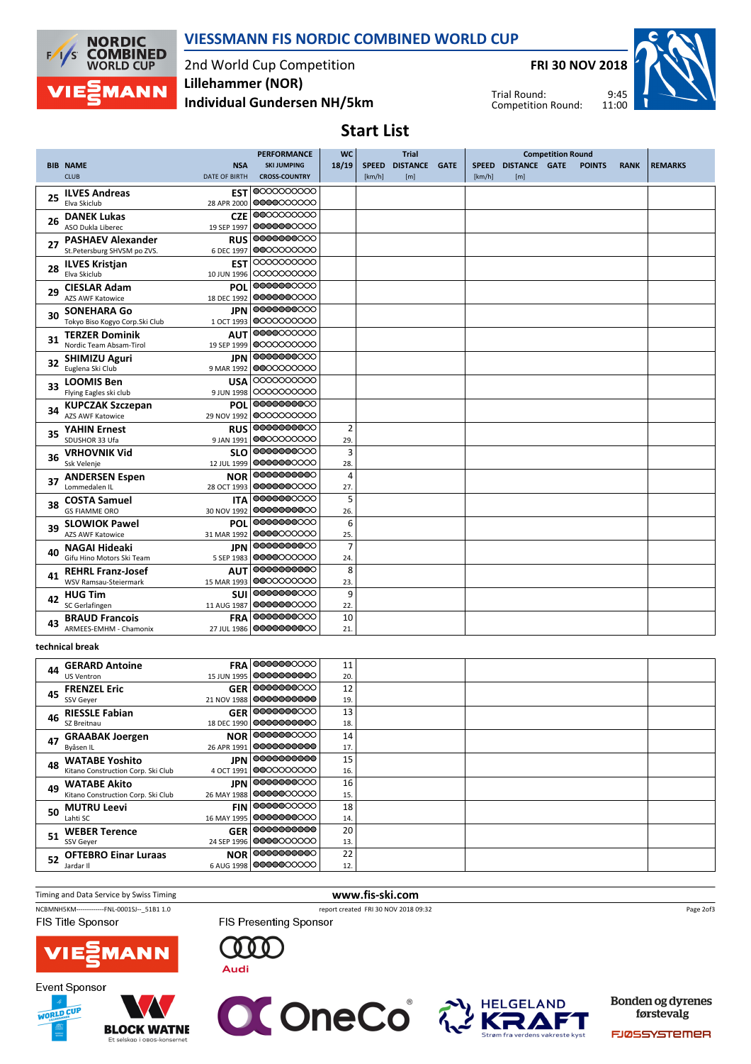# VIESSMANN FIS NORDIC COMBINED WORLD CUP

2nd World Cup Competition
**Lillehammer (NOR)**
**Individual Gundersen NH/5km**

**FRI 30 NOV 2018**

Trial Round: 9:45
Competition Round: 11:00

## Start List

| BIB | NAME / CLUB | NSA / DATE OF BIRTH | PERFORMANCE SKI JUMPING / CROSS-COUNTRY | WC 18/19 | Trial SPEED [km/h] | Trial DISTANCE [m] | Trial GATE | Competition Round SPEED [km/h] | Competition Round DISTANCE [m] | Competition Round GATE | POINTS | RANK | REMARKS |
|---|---|---|---|---|---|---|---|---|---|---|---|---|---|
| 25 | ILVES Andreas / Elva Skiclub | EST / 28 APR 2000 | | | | | | | | | | | |
| 26 | DANEK Lukas / ASO Dukla Liberec | CZE / 19 SEP 1997 | | | | | | | | | | | |
| 27 | PASHAEV Alexander / St.Petersburg SHVSM po ZVS. | RUS / 6 DEC 1997 | | | | | | | | | | | |
| 28 | ILVES Kristjan / Elva Skiclub | EST / 10 JUN 1996 | | | | | | | | | | | |
| 29 | CIESLAR Adam / AZS AWF Katowice | POL / 18 DEC 1992 | | | | | | | | | | | |
| 30 | SONEHARA Go / Tokyo Biso Kogyo Corp.Ski Club | JPN / 1 OCT 1993 | | | | | | | | | | | |
| 31 | TERZER Dominik / Nordic Team Absam-Tirol | AUT / 19 SEP 1999 | | | | | | | | | | | |
| 32 | SHIMIZU Aguri / Euglena Ski Club | JPN / 9 MAR 1992 | | | | | | | | | | | |
| 33 | LOOMIS Ben / Flying Eagles ski club | USA / 9 JUN 1998 | | | | | | | | | | | |
| 34 | KUPCZAK Szczepan / AZS AWF Katowice | POL / 29 NOV 1992 | | | | | | | | | | | |
| 35 | YAHIN Ernest / SDUSHOR 33 Ufa | RUS / 9 JAN 1991 | | 2 / 29. | | | | | | | | | |
| 36 | VRHOVNIK Vid / Ssk Velenje | SLO / 12 JUL 1999 | | 3 / 28. | | | | | | | | | |
| 37 | ANDERSEN Espen / Lommedalen IL | NOR / 28 OCT 1993 | | 4 / 27. | | | | | | | | | |
| 38 | COSTA Samuel / GS FIAMME ORO | ITA / 30 NOV 1992 | | 5 / 26. | | | | | | | | | |
| 39 | SLOWIOK Pawel / AZS AWF Katowice | POL / 31 MAR 1992 | | 6 / 25. | | | | | | | | | |
| 40 | NAGAI Hideaki / Gifu Hino Motors Ski Team | JPN / 5 SEP 1983 | | 7 / 24. | | | | | | | | | |
| 41 | REHRL Franz-Josef / WSV Ramsau-Steiermark | AUT / 15 MAR 1993 | | 8 / 23. | | | | | | | | | |
| 42 | HUG Tim / SC Gerlafingen | SUI / 11 AUG 1987 | | 9 / 22. | | | | | | | | | |
| 43 | BRAUD Francois / ARMEES-EMHM - Chamonix | FRA / 27 JUL 1986 | | 10 / 21. | | | | | | | | | |

technical break

| BIB | NAME / CLUB | NSA / DATE OF BIRTH | PERFORMANCE SKI JUMPING / CROSS-COUNTRY | WC 18/19 | Trial SPEED [km/h] | Trial DISTANCE [m] | Trial GATE | Competition Round SPEED [km/h] | Competition Round DISTANCE [m] | Competition Round GATE | POINTS | RANK | REMARKS |
|---|---|---|---|---|---|---|---|---|---|---|---|---|---|
| 44 | GERARD Antoine / US Ventron | FRA / 15 JUN 1995 | | 11 / 20. | | | | | | | | | |
| 45 | FRENZEL Eric / SSV Geyer | GER / 21 NOV 1988 | | 12 / 19. | | | | | | | | | |
| 46 | RIESSLE Fabian / SZ Breitnau | GER / 18 DEC 1990 | | 13 / 18. | | | | | | | | | |
| 47 | GRAABAK Joergen / Byåsen IL | NOR / 26 APR 1991 | | 14 / 17. | | | | | | | | | |
| 48 | WATABE Yoshito / Kitano Construction Corp. Ski Club | JPN / 4 OCT 1991 | | 15 / 16. | | | | | | | | | |
| 49 | WATABE Akito / Kitano Construction Corp. Ski Club | JPN / 26 MAY 1988 | | 16 / 15. | | | | | | | | | |
| 50 | MUTRU Leevi / Lahti SC | FIN / 16 MAY 1995 | | 18 / 14. | | | | | | | | | |
| 51 | WEBER Terence / SSV Geyer | GER / 24 SEP 1996 | | 20 / 13. | | | | | | | | | |
| 52 | OFTEBRO Einar Luraas / Jardar Il | NOR / 6 AUG 1998 | | 22 / 12. | | | | | | | | | |

Timing and Data Service by Swiss Timing

www.fis-ski.com

NCBMNH5KM------------FNL-0001SJ--_51B1 1.0

report created FRI 30 NOV 2018 09:32

FIS Title Sponsor: VIESSMANN

FIS Presenting Sponsor: Audi

Event Sponsor: World Cup Lillehammer, BLOCK WATNE (Et selskap i OBOS-konsernet), OneCo, HELGELAND KRAFT (Strøm fra verdens vakreste kyst), Bonden og dyrenes førstevalg FJØSSYSTEMER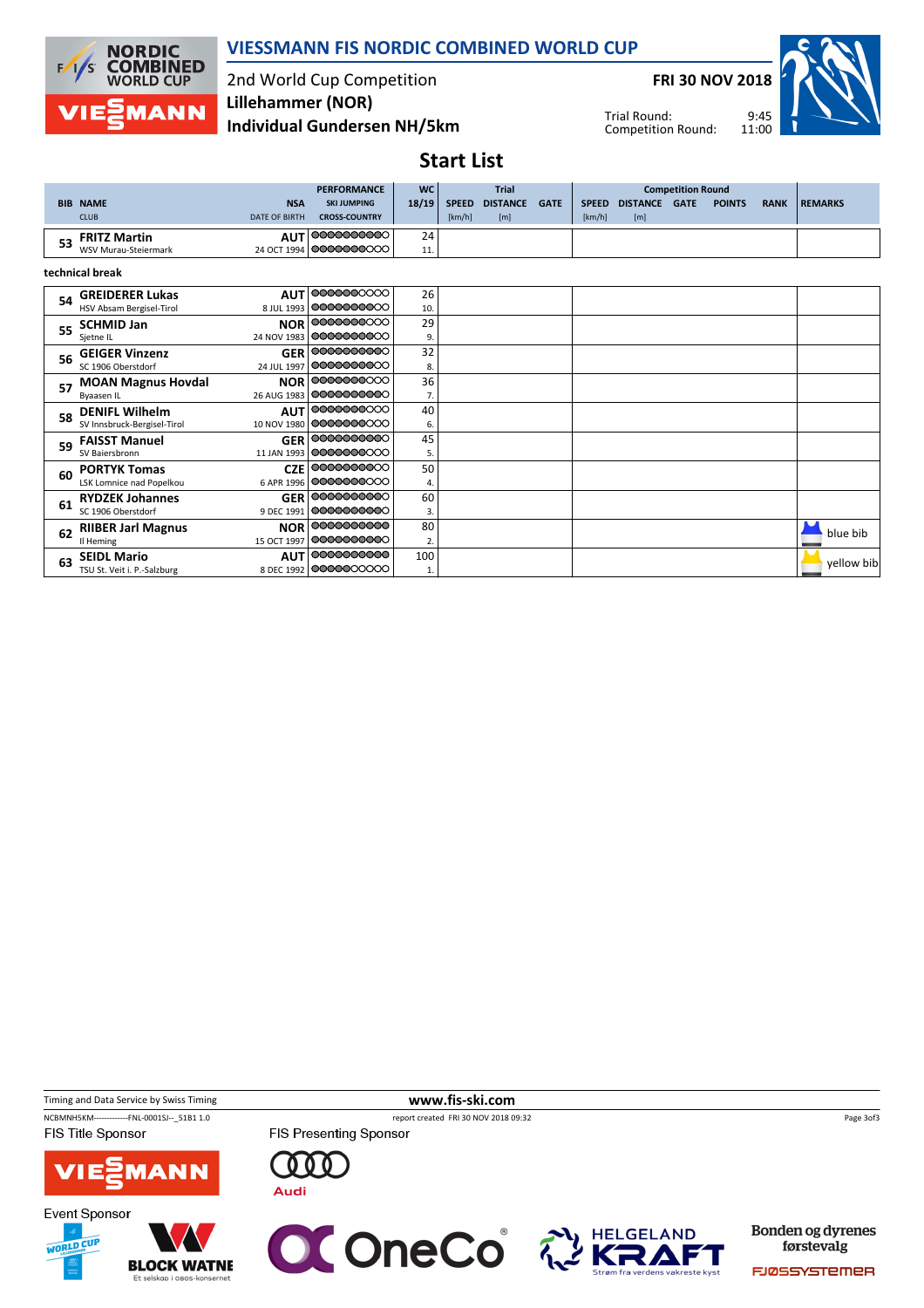# VIESSMANN FIS NORDIC COMBINED WORLD CUP

2nd World Cup Competition
**Lillehammer (NOR)**
**Individual Gundersen NH/5km**

**FRI 30 NOV 2018**

Trial Round: 9:45
Competition Round: 11:00

## Start List

| BIB | NAME / CLUB | NSA / DATE OF BIRTH | PERFORMANCE SKI JUMPING / CROSS-COUNTRY | WC 18/19 | Trial SPEED [km/h] | Trial DISTANCE [m] | Trial GATE | Competition Round SPEED [km/h] | Competition Round DISTANCE [m] | Competition Round GATE | POINTS | RANK | REMARKS |
|---|---|---|---|---|---|---|---|---|---|---|---|---|---|
| 53 | **FRITZ Martin** WSV Murau-Steiermark | AUT 24 OCT 1994 | | 24 / 11. | | | | | | | | | |
| | **technical break** | | | | | | | | | | | | |
| 54 | **GREIDERER Lukas** HSV Absam Bergisel-Tirol | AUT 8 JUL 1993 | | 26 / 10. | | | | | | | | | |
| 55 | **SCHMID Jan** Sjetne IL | NOR 24 NOV 1983 | | 29 / 9. | | | | | | | | | |
| 56 | **GEIGER Vinzenz** SC 1906 Oberstdorf | GER 24 JUL 1997 | | 32 / 8. | | | | | | | | | |
| 57 | **MOAN Magnus Hovdal** Byaasen IL | NOR 26 AUG 1983 | | 36 / 7. | | | | | | | | | |
| 58 | **DENIFL Wilhelm** SV Innsbruck-Bergisel-Tirol | AUT 10 NOV 1980 | | 40 / 6. | | | | | | | | | |
| 59 | **FAISST Manuel** SV Baiersbronn | GER 11 JAN 1993 | | 45 / 5. | | | | | | | | | |
| 60 | **PORTYK Tomas** LSK Lomnice nad Popelkou | CZE 6 APR 1996 | | 50 / 4. | | | | | | | | | |
| 61 | **RYDZEK Johannes** SC 1906 Oberstdorf | GER 9 DEC 1991 | | 60 / 3. | | | | | | | | | |
| 62 | **RIIBER Jarl Magnus** Il Heming | NOR 15 OCT 1997 | | 80 / 2. | | | | | | | | | blue bib |
| 63 | **SEIDL Mario** TSU St. Veit i. P.-Salzburg | AUT 8 DEC 1992 | | 100 / 1. | | | | | | | | | yellow bib |

Timing and Data Service by Swiss Timing

www.fis-ski.com

NCBMNH5KM------------FNL-0001SJ--_51B1 1.0

report created FRI 30 NOV 2018 09:32

FIS Title Sponsor

FIS Presenting Sponsor

Event Sponsor